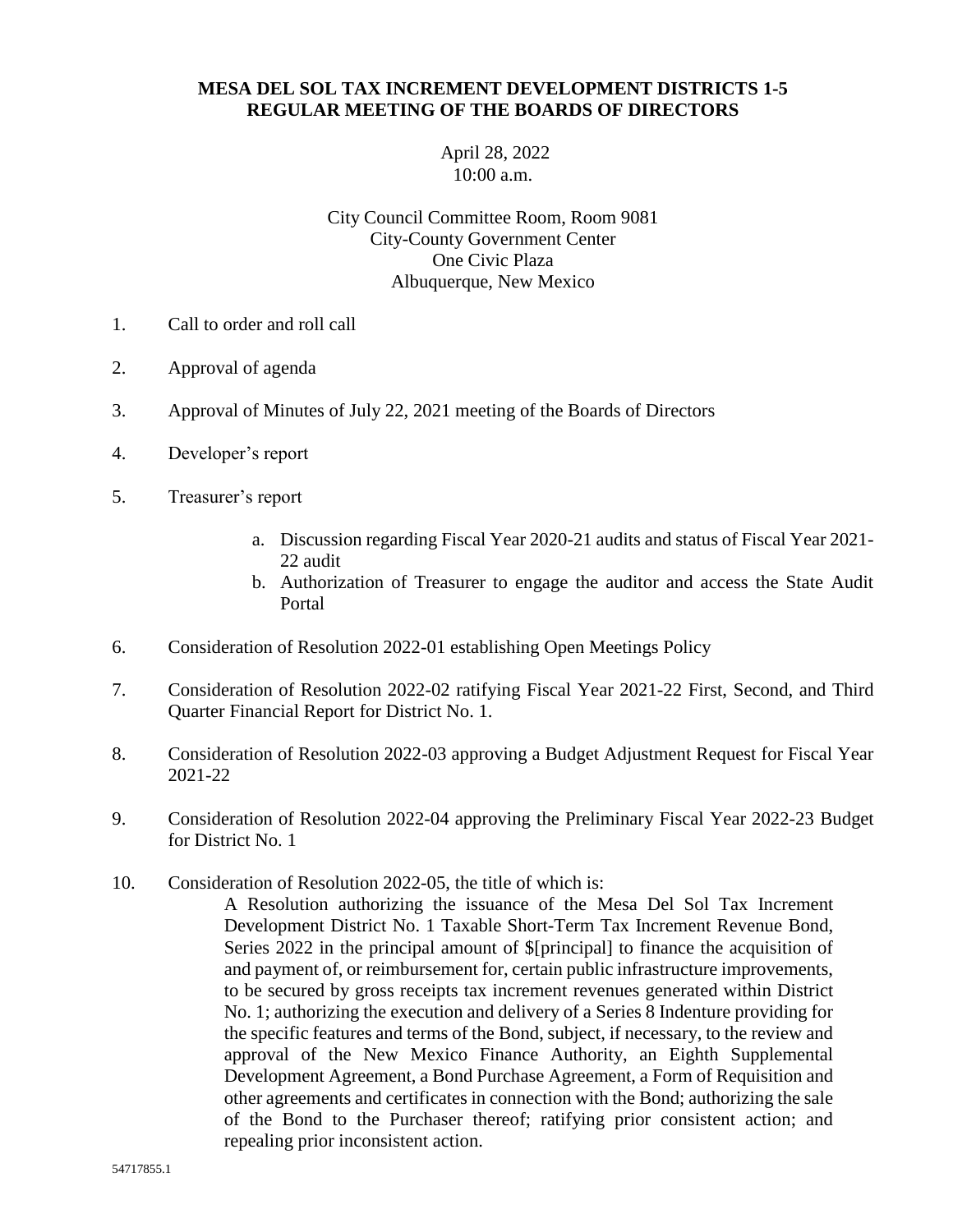**MESA DEL SOL TAX INCREMENT DEVELOPMENT DISTRICTS 1-5**
**REGULAR MEETING OF THE BOARDS OF DIRECTORS**

April 28, 2022
10:00 a.m.

City Council Committee Room, Room 9081
City-County Government Center
One Civic Plaza
Albuquerque, New Mexico

1. Call to order and roll call

2. Approval of agenda

3. Approval of Minutes of July 22, 2021 meeting of the Boards of Directors

4. Developer's report

5. Treasurer's report

    a. Discussion regarding Fiscal Year 2020-21 audits and status of Fiscal Year 2021-22 audit
    b. Authorization of Treasurer to engage the auditor and access the State Audit Portal

6. Consideration of Resolution 2022-01 establishing Open Meetings Policy

7. Consideration of Resolution 2022-02 ratifying Fiscal Year 2021-22 First, Second, and Third Quarter Financial Report for District No. 1.

8. Consideration of Resolution 2022-03 approving a Budget Adjustment Request for Fiscal Year 2021-22

9. Consideration of Resolution 2022-04 approving the Preliminary Fiscal Year 2022-23 Budget for District No. 1

10. Consideration of Resolution 2022-05, the title of which is:

    A Resolution authorizing the issuance of the Mesa Del Sol Tax Increment Development District No. 1 Taxable Short-Term Tax Increment Revenue Bond, Series 2022 in the principal amount of $[principal] to finance the acquisition of and payment of, or reimbursement for, certain public infrastructure improvements, to be secured by gross receipts tax increment revenues generated within District No. 1; authorizing the execution and delivery of a Series 8 Indenture providing for the specific features and terms of the Bond, subject, if necessary, to the review and approval of the New Mexico Finance Authority, an Eighth Supplemental Development Agreement, a Bond Purchase Agreement, a Form of Requisition and other agreements and certificates in connection with the Bond; authorizing the sale of the Bond to the Purchaser thereof; ratifying prior consistent action; and repealing prior inconsistent action.

54717855.1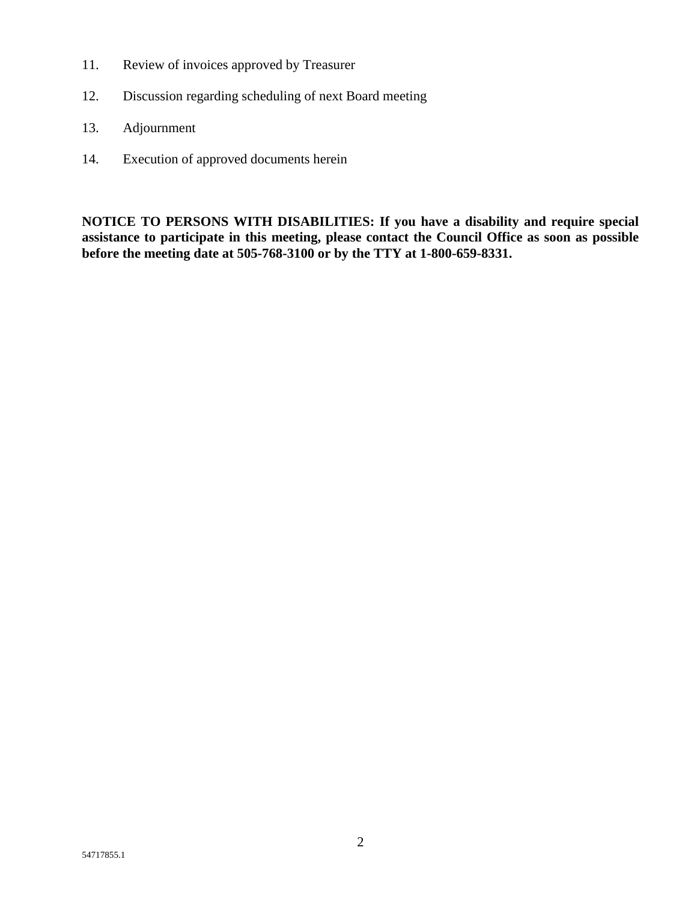11. Review of invoices approved by Treasurer

12. Discussion regarding scheduling of next Board meeting

13. Adjournment

14. Execution of approved documents herein

**NOTICE TO PERSONS WITH DISABILITIES: If you have a disability and require special assistance to participate in this meeting, please contact the Council Office as soon as possible before the meeting date at 505-768-3100 or by the TTY at 1-800-659-8331.**

54717855.1